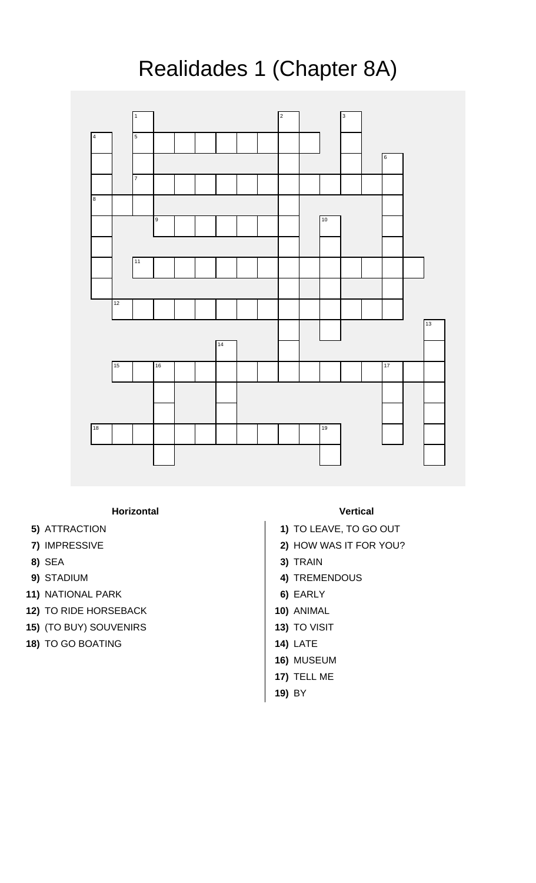# Realidades 1 (Chapter 8A)

**Horizontal**

**5)** ATTRACTION
**7)** IMPRESSIVE
**8)** SEA
**9)** STADIUM
**11)** NATIONAL PARK
**12)** TO RIDE HORSEBACK
**15)** (TO BUY) SOUVENIRS
**18)** TO GO BOATING

**Vertical**

**1)** TO LEAVE, TO GO OUT
**2)** HOW WAS IT FOR YOU?
**3)** TRAIN
**4)** TREMENDOUS
**6)** EARLY
**10)** ANIMAL
**13)** TO VISIT
**14)** LATE
**16)** MUSEUM
**17)** TELL ME
**19)** BY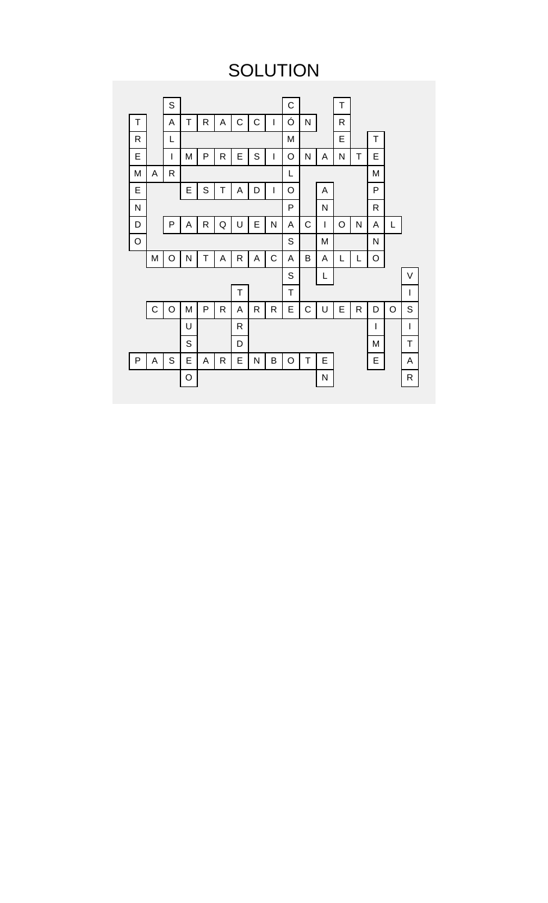# SOLUTION

| | | | | | | | | | | | | | | | | |
|---|---|---|---|---|---|---|---|---|---|---|---|---|---|---|---|---|
| | | S | | | | | | | C | | | T | | | | |
| T | | A | T | R | A | C | C | I | Ó | N | | R | | | | |
| R | | L | | | | | | | M | | | E | | T | | |
| E | | I | M | P | R | E | S | I | O | N | A | N | T | E | | |
| M | A | R | | | | | | | L | | | | | M | | |
| E | | | E | S | T | A | D | I | O | | A | | | P | | |
| N | | | | | | | | | P | | N | | | R | | |
| D | | P | A | R | Q | U | E | N | A | C | I | O | N | A | L | |
| O | | | | | | | | | S | | M | | | N | | |
| | M | O | N | T | A | R | A | C | A | B | A | L | L | O | | |
| | | | | | | | | | S | | L | | | | | V |
| | | | | | | T | | | T | | | | | | | I |
| | C | O | M | P | R | A | R | R | E | C | U | E | R | D | O | S |
| | | | U | | | R | | | | | | | | I | | I |
| | | | S | | | D | | | | | | | | M | | T |
| P | A | S | E | A | R | E | N | B | O | T | E | | | E | | A |
| | | | O | | | | | | | | N | | | | | R |